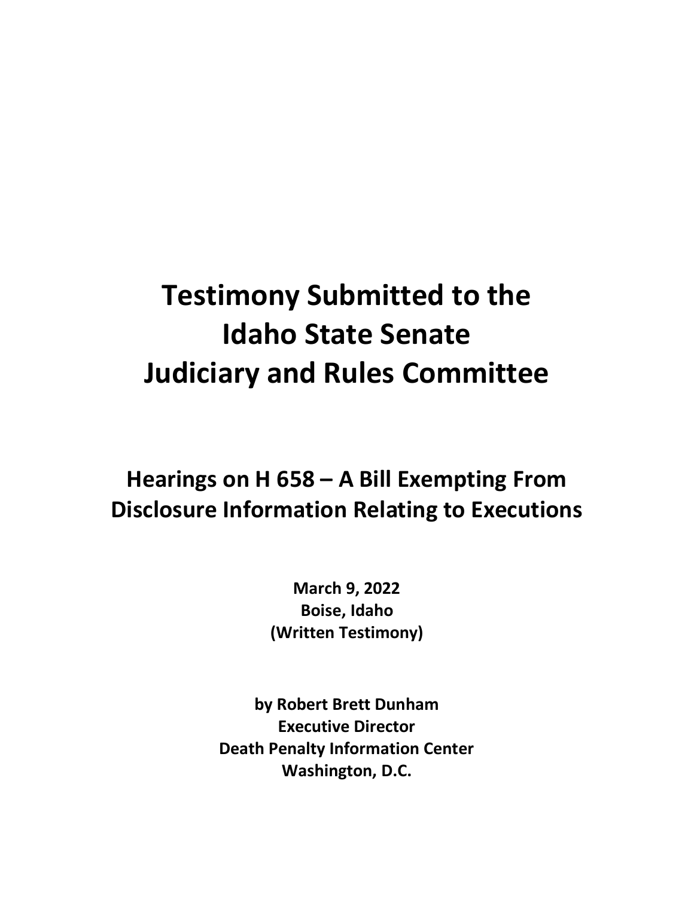# Testimony Submitted to the Idaho State Senate Judiciary and Rules Committee

## Hearings on H 658 – A Bill Exempting From Disclosure Information Relating to Executions

**March 9, 2022**
**Boise, Idaho**
**(Written Testimony)**

**by Robert Brett Dunham**
**Executive Director**
**Death Penalty Information Center**
**Washington, D.C.**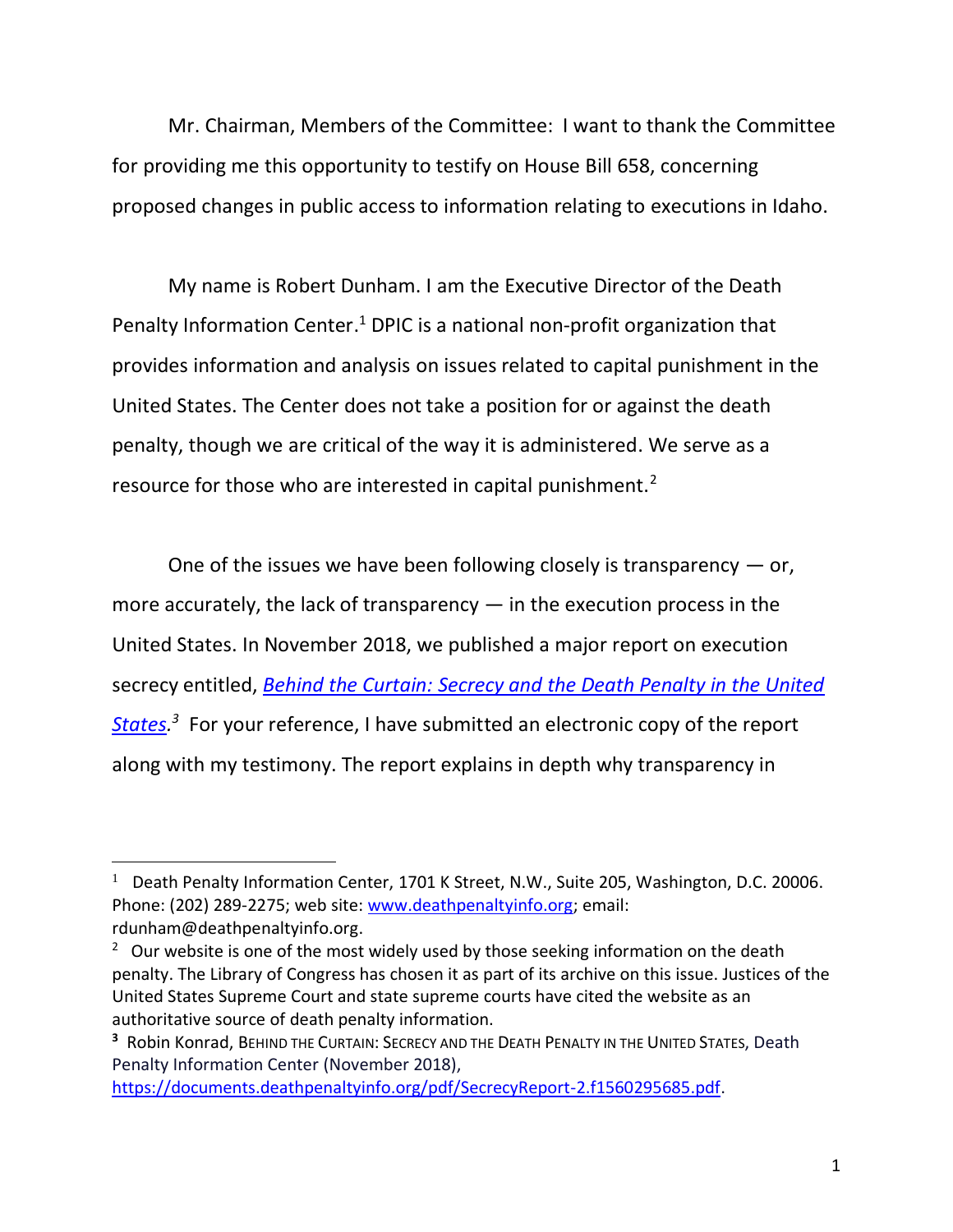Mr. Chairman, Members of the Committee: I want to thank the Committee for providing me this opportunity to testify on House Bill 658, concerning proposed changes in public access to information relating to executions in Idaho.

My name is Robert Dunham. I am the Executive Director of the Death Penalty Information Center.[1] DPIC is a national non-profit organization that provides information and analysis on issues related to capital punishment in the United States. The Center does not take a position for or against the death penalty, though we are critical of the way it is administered. We serve as a resource for those who are interested in capital punishment.[2]

One of the issues we have been following closely is transparency — or, more accurately, the lack of transparency — in the execution process in the United States. In November 2018, we published a major report on execution secrecy entitled, *[Behind the Curtain: Secrecy and the Death Penalty in the United States](https://documents.deathpenaltyinfo.org/pdf/SecrecyReport-2.f1560295685.pdf).*[3] For your reference, I have submitted an electronic copy of the report along with my testimony. The report explains in depth why transparency in

---

[1] Death Penalty Information Center, 1701 K Street, N.W., Suite 205, Washington, D.C. 20006. Phone: (202) 289-2275; web site: www.deathpenaltyinfo.org; email: rdunham@deathpenaltyinfo.org.

[2] Our website is one of the most widely used by those seeking information on the death penalty. The Library of Congress has chosen it as part of its archive on this issue. Justices of the United States Supreme Court and state supreme courts have cited the website as an authoritative source of death penalty information.

[3] Robin Konrad, BEHIND THE CURTAIN: SECRECY AND THE DEATH PENALTY IN THE UNITED STATES, Death Penalty Information Center (November 2018), https://documents.deathpenaltyinfo.org/pdf/SecrecyReport-2.f1560295685.pdf.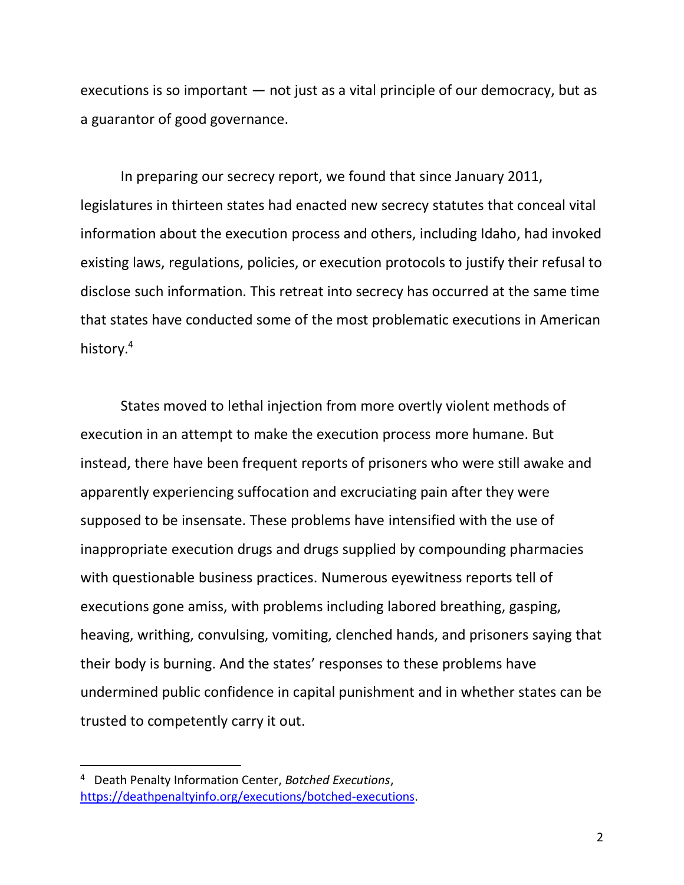executions is so important — not just as a vital principle of our democracy, but as a guarantor of good governance.

In preparing our secrecy report, we found that since January 2011, legislatures in thirteen states had enacted new secrecy statutes that conceal vital information about the execution process and others, including Idaho, had invoked existing laws, regulations, policies, or execution protocols to justify their refusal to disclose such information. This retreat into secrecy has occurred at the same time that states have conducted some of the most problematic executions in American history.[4]

States moved to lethal injection from more overtly violent methods of execution in an attempt to make the execution process more humane. But instead, there have been frequent reports of prisoners who were still awake and apparently experiencing suffocation and excruciating pain after they were supposed to be insensate. These problems have intensified with the use of inappropriate execution drugs and drugs supplied by compounding pharmacies with questionable business practices. Numerous eyewitness reports tell of executions gone amiss, with problems including labored breathing, gasping, heaving, writhing, convulsing, vomiting, clenched hands, and prisoners saying that their body is burning. And the states' responses to these problems have undermined public confidence in capital punishment and in whether states can be trusted to competently carry it out.

---

[4] Death Penalty Information Center, *Botched Executions*, https://deathpenaltyinfo.org/executions/botched-executions.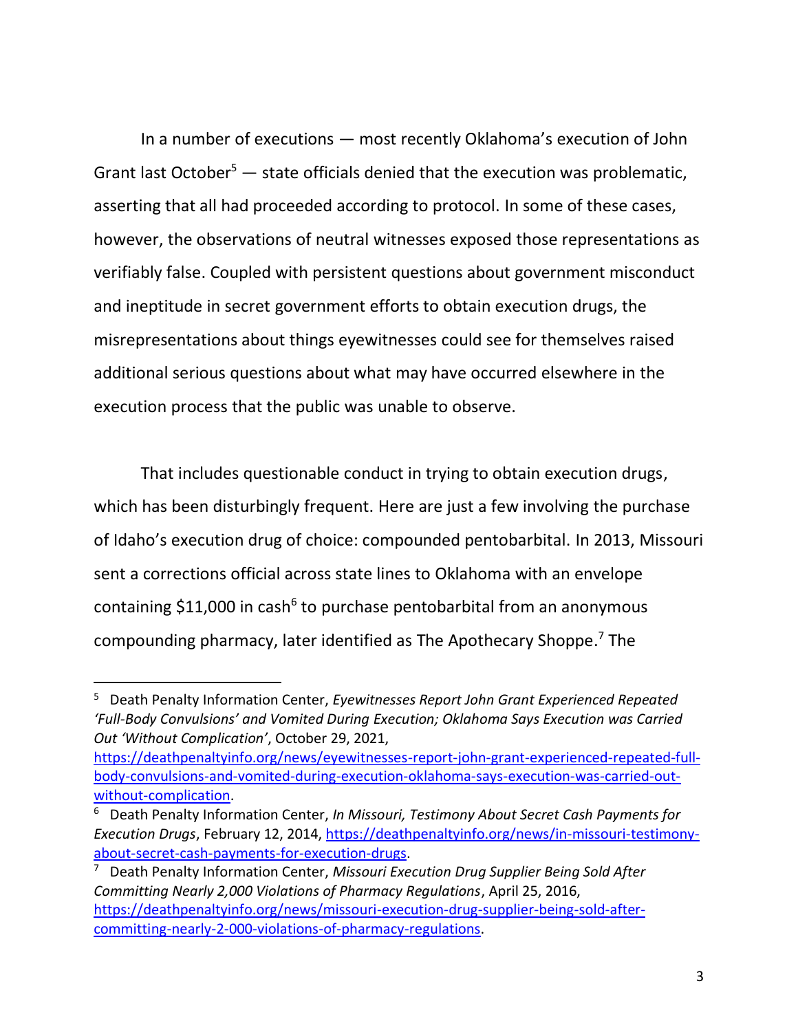In a number of executions — most recently Oklahoma's execution of John Grant last October[5] — state officials denied that the execution was problematic, asserting that all had proceeded according to protocol. In some of these cases, however, the observations of neutral witnesses exposed those representations as verifiably false. Coupled with persistent questions about government misconduct and ineptitude in secret government efforts to obtain execution drugs, the misrepresentations about things eyewitnesses could see for themselves raised additional serious questions about what may have occurred elsewhere in the execution process that the public was unable to observe.

That includes questionable conduct in trying to obtain execution drugs, which has been disturbingly frequent. Here are just a few involving the purchase of Idaho's execution drug of choice: compounded pentobarbital. In 2013, Missouri sent a corrections official across state lines to Oklahoma with an envelope containing $11,000 in cash[6] to purchase pentobarbital from an anonymous compounding pharmacy, later identified as The Apothecary Shoppe.[7] The

---

[5] Death Penalty Information Center, *Eyewitnesses Report John Grant Experienced Repeated 'Full-Body Convulsions' and Vomited During Execution; Oklahoma Says Execution was Carried Out 'Without Complication'*, October 29, 2021, https://deathpenaltyinfo.org/news/eyewitnesses-report-john-grant-experienced-repeated-full-body-convulsions-and-vomited-during-execution-oklahoma-says-execution-was-carried-out-without-complication.

[6] Death Penalty Information Center, *In Missouri, Testimony About Secret Cash Payments for Execution Drugs*, February 12, 2014, https://deathpenaltyinfo.org/news/in-missouri-testimony-about-secret-cash-payments-for-execution-drugs.

[7] Death Penalty Information Center, *Missouri Execution Drug Supplier Being Sold After Committing Nearly 2,000 Violations of Pharmacy Regulations*, April 25, 2016, https://deathpenaltyinfo.org/news/missouri-execution-drug-supplier-being-sold-after-committing-nearly-2-000-violations-of-pharmacy-regulations.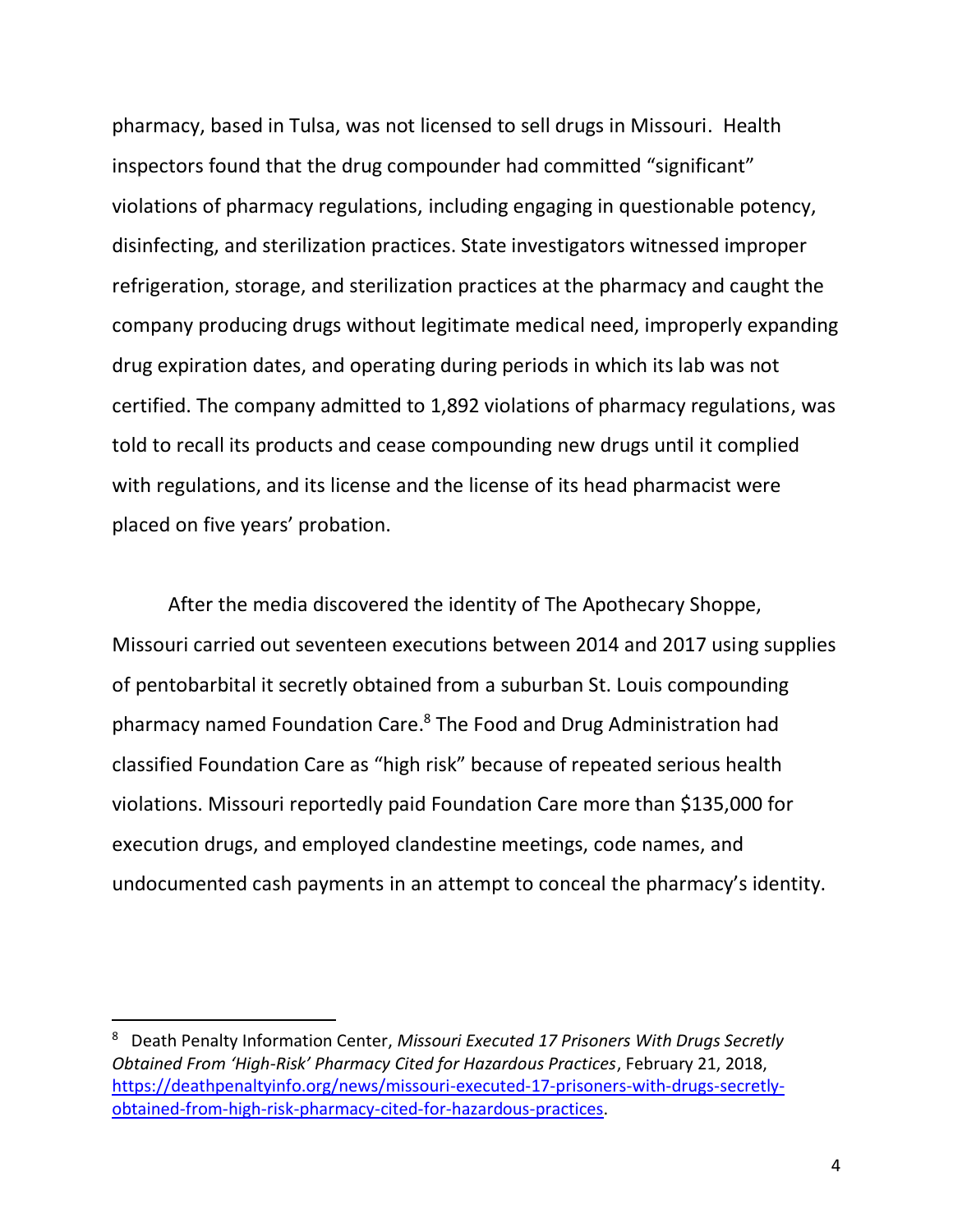pharmacy, based in Tulsa, was not licensed to sell drugs in Missouri. Health inspectors found that the drug compounder had committed "significant" violations of pharmacy regulations, including engaging in questionable potency, disinfecting, and sterilization practices. State investigators witnessed improper refrigeration, storage, and sterilization practices at the pharmacy and caught the company producing drugs without legitimate medical need, improperly expanding drug expiration dates, and operating during periods in which its lab was not certified. The company admitted to 1,892 violations of pharmacy regulations, was told to recall its products and cease compounding new drugs until it complied with regulations, and its license and the license of its head pharmacist were placed on five years' probation.

After the media discovered the identity of The Apothecary Shoppe, Missouri carried out seventeen executions between 2014 and 2017 using supplies of pentobarbital it secretly obtained from a suburban St. Louis compounding pharmacy named Foundation Care.[8] The Food and Drug Administration had classified Foundation Care as "high risk" because of repeated serious health violations. Missouri reportedly paid Foundation Care more than $135,000 for execution drugs, and employed clandestine meetings, code names, and undocumented cash payments in an attempt to conceal the pharmacy's identity.

---

[8] Death Penalty Information Center, *Missouri Executed 17 Prisoners With Drugs Secretly Obtained From 'High-Risk' Pharmacy Cited for Hazardous Practices*, February 21, 2018, https://deathpenaltyinfo.org/news/missouri-executed-17-prisoners-with-drugs-secretly-obtained-from-high-risk-pharmacy-cited-for-hazardous-practices.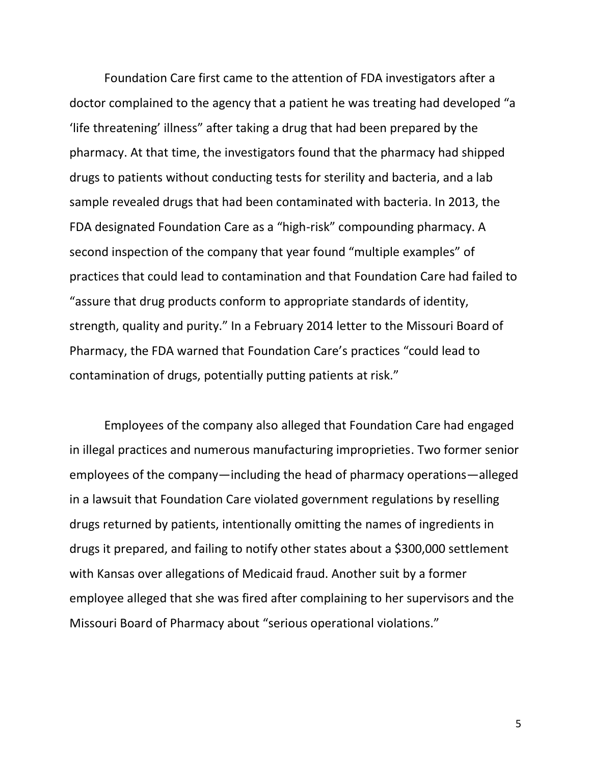Foundation Care first came to the attention of FDA investigators after a doctor complained to the agency that a patient he was treating had developed "a 'life threatening' illness" after taking a drug that had been prepared by the pharmacy. At that time, the investigators found that the pharmacy had shipped drugs to patients without conducting tests for sterility and bacteria, and a lab sample revealed drugs that had been contaminated with bacteria. In 2013, the FDA designated Foundation Care as a "high-risk" compounding pharmacy. A second inspection of the company that year found "multiple examples" of practices that could lead to contamination and that Foundation Care had failed to "assure that drug products conform to appropriate standards of identity, strength, quality and purity." In a February 2014 letter to the Missouri Board of Pharmacy, the FDA warned that Foundation Care's practices "could lead to contamination of drugs, potentially putting patients at risk."

Employees of the company also alleged that Foundation Care had engaged in illegal practices and numerous manufacturing improprieties. Two former senior employees of the company—including the head of pharmacy operations—alleged in a lawsuit that Foundation Care violated government regulations by reselling drugs returned by patients, intentionally omitting the names of ingredients in drugs it prepared, and failing to notify other states about a $300,000 settlement with Kansas over allegations of Medicaid fraud. Another suit by a former employee alleged that she was fired after complaining to her supervisors and the Missouri Board of Pharmacy about "serious operational violations."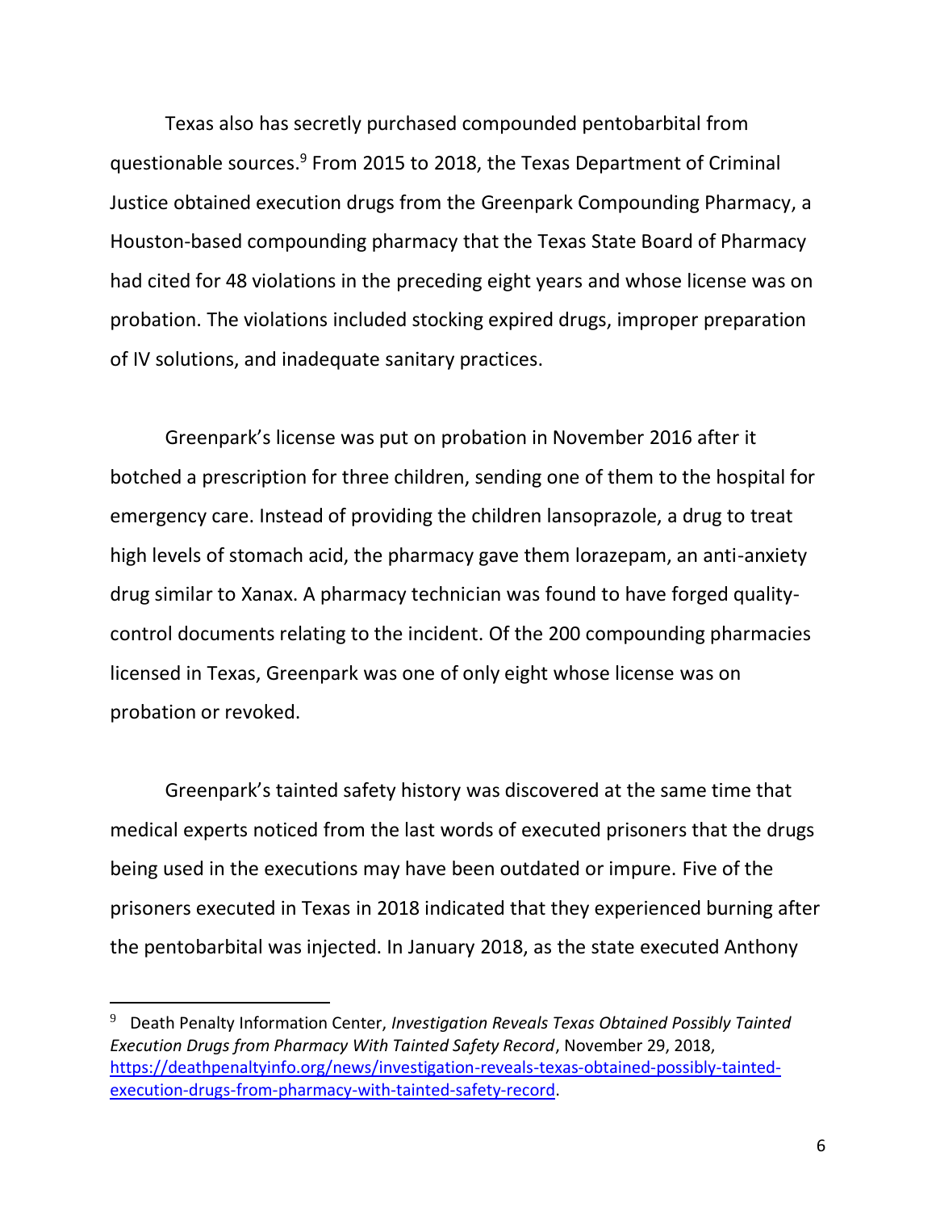Texas also has secretly purchased compounded pentobarbital from questionable sources.[9] From 2015 to 2018, the Texas Department of Criminal Justice obtained execution drugs from the Greenpark Compounding Pharmacy, a Houston-based compounding pharmacy that the Texas State Board of Pharmacy had cited for 48 violations in the preceding eight years and whose license was on probation. The violations included stocking expired drugs, improper preparation of IV solutions, and inadequate sanitary practices.

Greenpark's license was put on probation in November 2016 after it botched a prescription for three children, sending one of them to the hospital for emergency care. Instead of providing the children lansoprazole, a drug to treat high levels of stomach acid, the pharmacy gave them lorazepam, an anti-anxiety drug similar to Xanax. A pharmacy technician was found to have forged quality-control documents relating to the incident. Of the 200 compounding pharmacies licensed in Texas, Greenpark was one of only eight whose license was on probation or revoked.

Greenpark's tainted safety history was discovered at the same time that medical experts noticed from the last words of executed prisoners that the drugs being used in the executions may have been outdated or impure. Five of the prisoners executed in Texas in 2018 indicated that they experienced burning after the pentobarbital was injected. In January 2018, as the state executed Anthony

---

[9] Death Penalty Information Center, *Investigation Reveals Texas Obtained Possibly Tainted Execution Drugs from Pharmacy With Tainted Safety Record*, November 29, 2018, [https://deathpenaltyinfo.org/news/investigation-reveals-texas-obtained-possibly-tainted-execution-drugs-from-pharmacy-with-tainted-safety-record](https://deathpenaltyinfo.org/news/investigation-reveals-texas-obtained-possibly-tainted-execution-drugs-from-pharmacy-with-tainted-safety-record).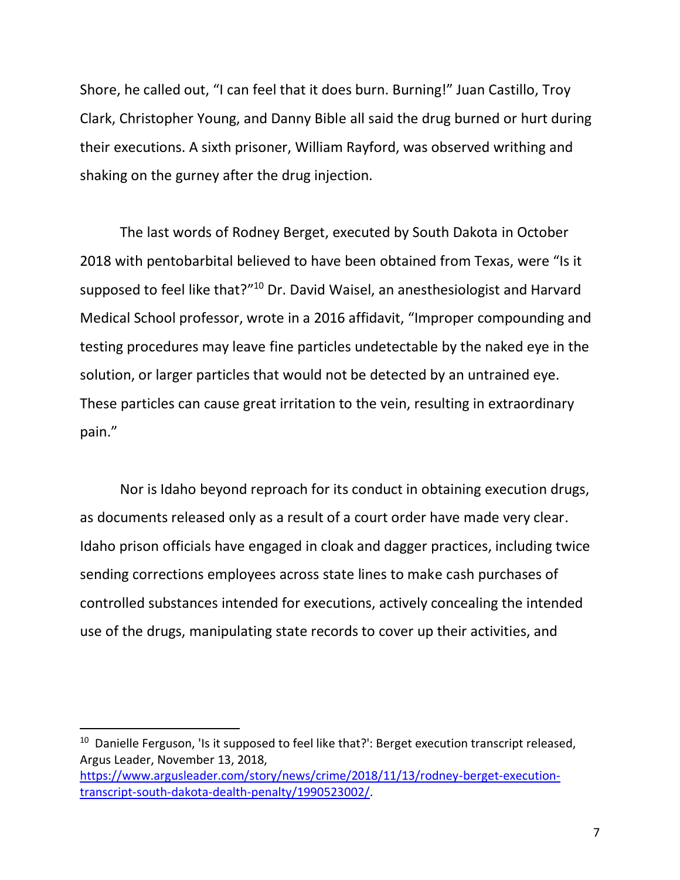Shore, he called out, “I can feel that it does burn. Burning!” Juan Castillo, Troy Clark, Christopher Young, and Danny Bible all said the drug burned or hurt during their executions. A sixth prisoner, William Rayford, was observed writhing and shaking on the gurney after the drug injection.

The last words of Rodney Berget, executed by South Dakota in October 2018 with pentobarbital believed to have been obtained from Texas, were “Is it supposed to feel like that?”[10] Dr. David Waisel, an anesthesiologist and Harvard Medical School professor, wrote in a 2016 affidavit, “Improper compounding and testing procedures may leave fine particles undetectable by the naked eye in the solution, or larger particles that would not be detected by an untrained eye. These particles can cause great irritation to the vein, resulting in extraordinary pain.”

Nor is Idaho beyond reproach for its conduct in obtaining execution drugs, as documents released only as a result of a court order have made very clear. Idaho prison officials have engaged in cloak and dagger practices, including twice sending corrections employees across state lines to make cash purchases of controlled substances intended for executions, actively concealing the intended use of the drugs, manipulating state records to cover up their activities, and

---

[10] Danielle Ferguson, 'Is it supposed to feel like that?': Berget execution transcript released, Argus Leader, November 13, 2018, https://www.argusleader.com/story/news/crime/2018/11/13/rodney-berget-execution-transcript-south-dakota-dealth-penalty/1990523002/.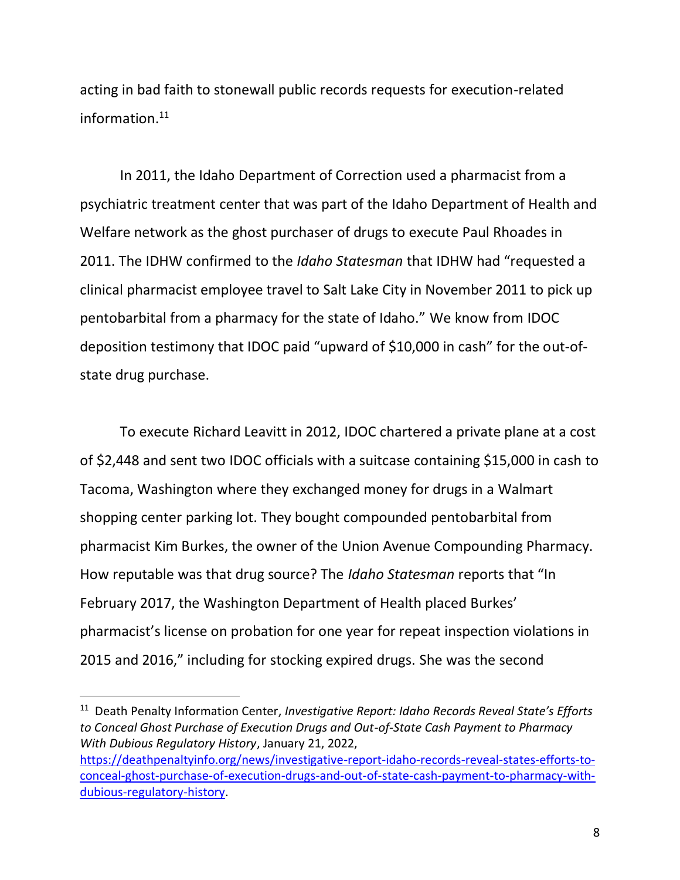acting in bad faith to stonewall public records requests for execution-related information.[11]

In 2011, the Idaho Department of Correction used a pharmacist from a psychiatric treatment center that was part of the Idaho Department of Health and Welfare network as the ghost purchaser of drugs to execute Paul Rhoades in 2011. The IDHW confirmed to the *Idaho Statesman* that IDHW had "requested a clinical pharmacist employee travel to Salt Lake City in November 2011 to pick up pentobarbital from a pharmacy for the state of Idaho." We know from IDOC deposition testimony that IDOC paid "upward of $10,000 in cash" for the out-of-state drug purchase.

To execute Richard Leavitt in 2012, IDOC chartered a private plane at a cost of $2,448 and sent two IDOC officials with a suitcase containing $15,000 in cash to Tacoma, Washington where they exchanged money for drugs in a Walmart shopping center parking lot. They bought compounded pentobarbital from pharmacist Kim Burkes, the owner of the Union Avenue Compounding Pharmacy. How reputable was that drug source? The *Idaho Statesman* reports that "In February 2017, the Washington Department of Health placed Burkes' pharmacist's license on probation for one year for repeat inspection violations in 2015 and 2016," including for stocking expired drugs. She was the second

---

[11] Death Penalty Information Center, *Investigative Report: Idaho Records Reveal State's Efforts to Conceal Ghost Purchase of Execution Drugs and Out-of-State Cash Payment to Pharmacy With Dubious Regulatory History*, January 21, 2022, [https://deathpenaltyinfo.org/news/investigative-report-idaho-records-reveal-states-efforts-to-conceal-ghost-purchase-of-execution-drugs-and-out-of-state-cash-payment-to-pharmacy-with-dubious-regulatory-history](https://deathpenaltyinfo.org/news/investigative-report-idaho-records-reveal-states-efforts-to-conceal-ghost-purchase-of-execution-drugs-and-out-of-state-cash-payment-to-pharmacy-with-dubious-regulatory-history).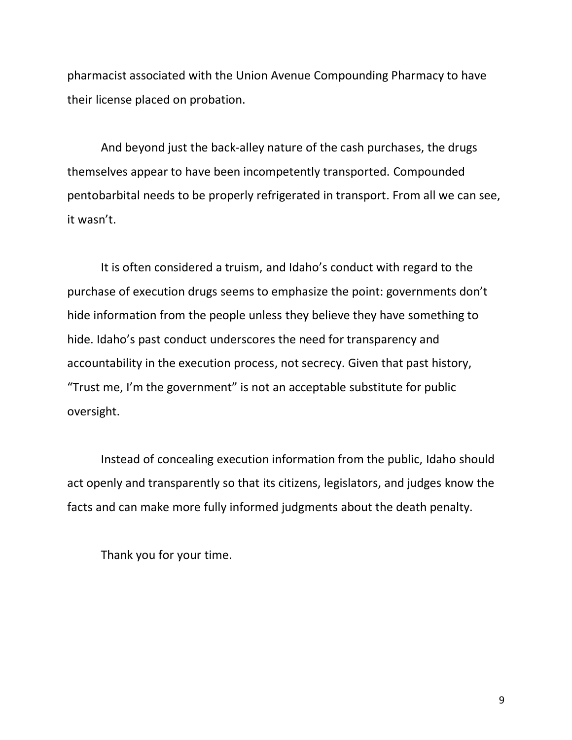pharmacist associated with the Union Avenue Compounding Pharmacy to have their license placed on probation.

And beyond just the back-alley nature of the cash purchases, the drugs themselves appear to have been incompetently transported. Compounded pentobarbital needs to be properly refrigerated in transport. From all we can see, it wasn't.

It is often considered a truism, and Idaho's conduct with regard to the purchase of execution drugs seems to emphasize the point: governments don't hide information from the people unless they believe they have something to hide. Idaho's past conduct underscores the need for transparency and accountability in the execution process, not secrecy. Given that past history, "Trust me, I'm the government" is not an acceptable substitute for public oversight.

Instead of concealing execution information from the public, Idaho should act openly and transparently so that its citizens, legislators, and judges know the facts and can make more fully informed judgments about the death penalty.

Thank you for your time.